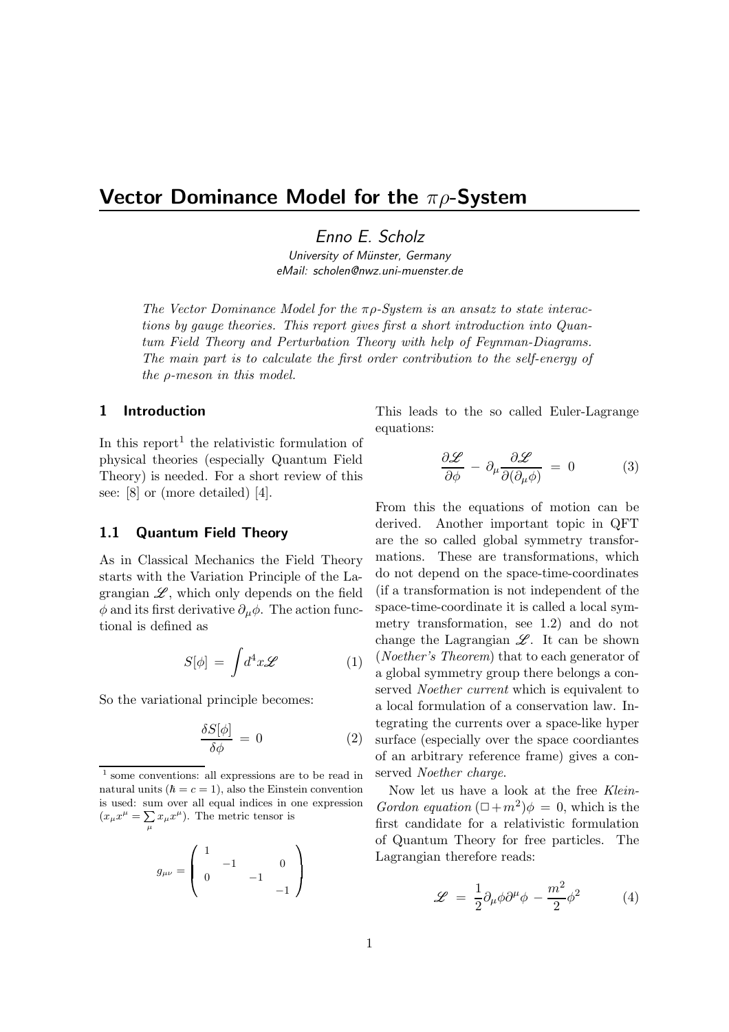# Vector Dominance Model for the $\pi\rho$-System

*Enno E. Scholz*

*University of Münster, Germany*
*eMail: scholen@nwz.uni-muenster.de*

*The Vector Dominance Model for the $\pi\rho$-System is an ansatz to state interactions by gauge theories. This report gives first a short introduction into Quantum Field Theory and Perturbation Theory with help of Feynman-Diagrams. The main part is to calculate the first order contribution to the self-energy of the $\rho$-meson in this model.*

## 1 Introduction

In this report[1] the relativistic formulation of physical theories (especially Quantum Field Theory) is needed. For a short review of this see: [8] or (more detailed) [4].

### 1.1 Quantum Field Theory

As in Classical Mechanics the Field Theory starts with the Variation Principle of the Lagrangian $\mathscr{L}$, which only depends on the field $\phi$ and its first derivative $\partial_\mu \phi$. The action functional is defined as

$$S[\phi] = \int d^4x \mathscr{L} \tag{1}$$

So the variational principle becomes:

$$\frac{\delta S[\phi]}{\delta \phi} = 0 \tag{2}$$

This leads to the so called Euler-Lagrange equations:

$$\frac{\partial \mathscr{L}}{\partial \phi} - \partial_\mu \frac{\partial \mathscr{L}}{\partial(\partial_\mu \phi)} = 0 \tag{3}$$

From this the equations of motion can be derived. Another important topic in QFT are the so called global symmetry transformations. These are transformations, which do not depend on the space-time-coordinates (if a transformation is not independent of the space-time-coordinate it is called a local symmetry transformation, see 1.2) and do not change the Lagrangian $\mathscr{L}$. It can be shown (*Noether's Theorem*) that to each generator of a global symmetry group there belongs a conserved *Noether current* which is equivalent to a local formulation of a conservation law. Integrating the currents over a space-like hyper surface (especially over the space coordiantes of an arbitrary reference frame) gives a conserved *Noether charge*.

Now let us have a look at the free *Klein-Gordon equation* $(\Box + m^2)\phi = 0$, which is the first candidate for a relativistic formulation of Quantum Theory for free particles. The Lagrangian therefore reads:

$$\mathscr{L} = \frac{1}{2}\partial_\mu \phi \partial^\mu \phi - \frac{m^2}{2}\phi^2 \tag{4}$$

---

[1] some conventions: all expressions are to be read in natural units ($\hbar = c = 1$), also the Einstein convention is used: sum over all equal indices in one expression ($x_\mu x^\mu = \sum_\mu x_\mu x^\mu$). The metric tensor is

$$g_{\mu\nu} = \begin{pmatrix} 1 & & & \\ & -1 & & 0 \\ 0 & & -1 & \\ & & & -1 \end{pmatrix}$$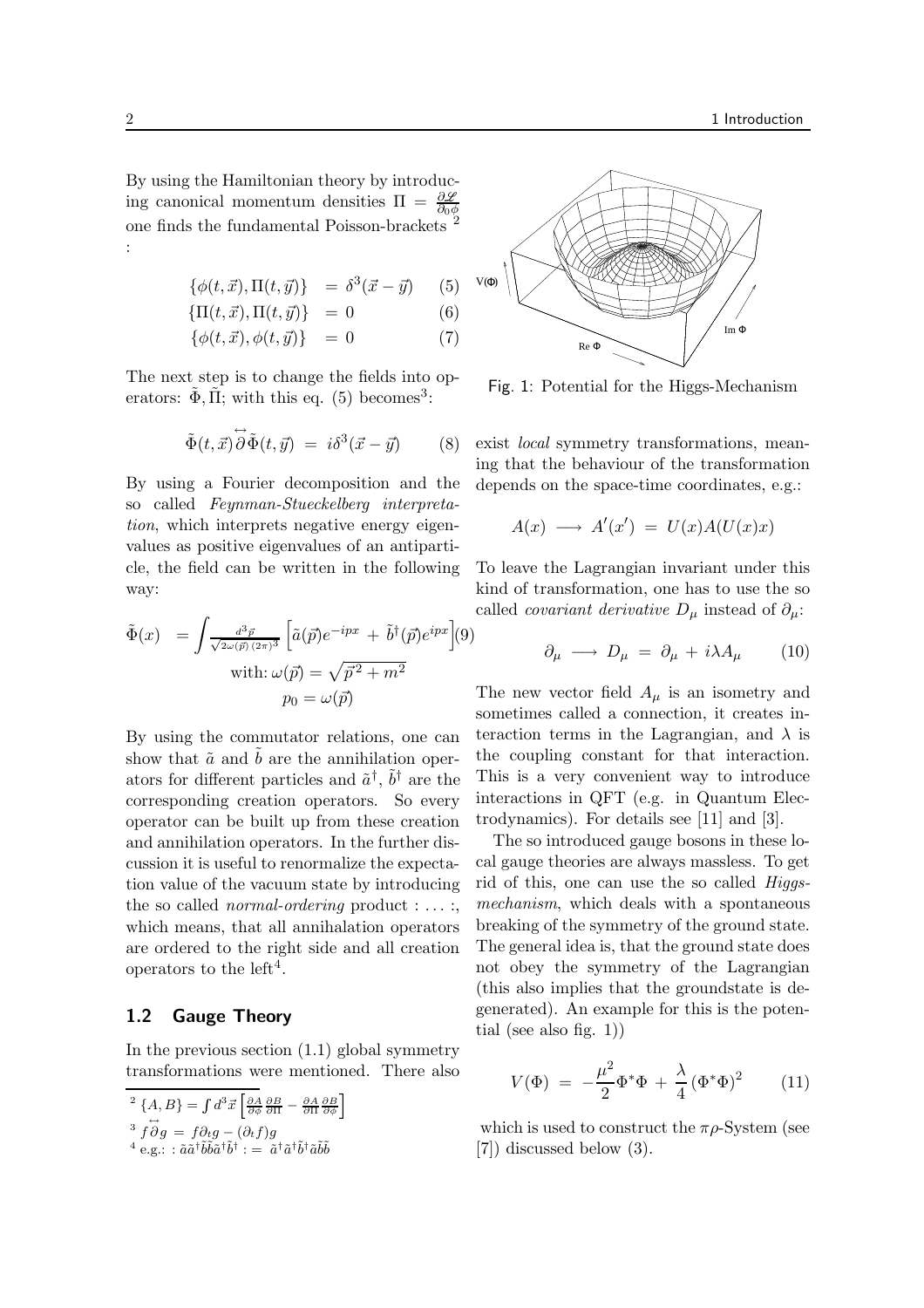By using the Hamiltonian theory by introducing canonical momentum densities $\Pi = \frac{\partial \mathscr{L}}{\partial_0 \phi}$ one finds the fundamental Poisson-brackets [2] :

$$\{\phi(t,\vec{x}), \Pi(t,\vec{y})\} = \delta^3(\vec{x}-\vec{y}) \quad (5)$$

$$\{\Pi(t,\vec{x}), \Pi(t,\vec{y})\} = 0 \quad (6)$$

$$\{\phi(t,\vec{x}), \phi(t,\vec{y})\} = 0 \quad (7)$$

The next step is to change the fields into operators: $\tilde{\Phi}, \tilde{\Pi}$; with this eq. (5) becomes[3]:

$$\tilde{\Phi}(t,\vec{x}) \overleftrightarrow{\partial} \tilde{\Phi}(t,\vec{y}) = i\delta^3(\vec{x}-\vec{y}) \quad (8)$$

By using a Fourier decomposition and the so called *Feynman-Stueckelberg interpretation*, which interprets negative energy eigenvalues as positive eigenvalues of an antiparticle, the field can be written in the following way:

$$\tilde{\Phi}(x) = \int \frac{d^3\vec{p}}{\sqrt{2\omega(\vec{p})\,(2\pi)^3}} \left[\tilde{a}(\vec{p})e^{-ipx} + \tilde{b}^\dagger(\vec{p})e^{ipx}\right] \quad (9)$$

$$\text{with: } \omega(\vec{p}) = \sqrt{\vec{p}^2 + m^2}$$

$$p_0 = \omega(\vec{p})$$

By using the commutator relations, one can show that $\tilde{a}$ and $\tilde{b}$ are the annihilation operators for different particles and $\tilde{a}^\dagger$, $\tilde{b}^\dagger$ are the corresponding creation operators. So every operator can be built up from these creation and annihilation operators. In the further discussion it is useful to renormalize the expectation value of the vacuum state by introducing the so called *normal-ordering* product : ... :, which means, that all annihalation operators are ordered to the right side and all creation operators to the left[4].

## 1.2 Gauge Theory

In the previous section (1.1) global symmetry transformations were mentioned. There also exist *local* symmetry transformations, meaning that the behaviour of the transformation depends on the space-time coordinates, e.g.:

$$A(x) \longrightarrow A'(x') = U(x)A(U(x)x)$$

To leave the Lagrangian invariant under this kind of transformation, one has to use the so called *covariant derivative* $D_\mu$ instead of $\partial_\mu$:

$$\partial_\mu \longrightarrow D_\mu = \partial_\mu + i\lambda A_\mu \quad (10)$$

The new vector field $A_\mu$ is an isometry and sometimes called a connection, it creates interaction terms in the Lagrangian, and $\lambda$ is the coupling constant for that interaction. This is a very convenient way to introduce interactions in QFT (e.g. in Quantum Electrodynamics). For details see [11] and [3].

The so introduced gauge bosons in these local gauge theories are always massless. To get rid of this, one can use the so called *Higgs-mechanism*, which deals with a spontaneous breaking of the symmetry of the ground state. The general idea is, that the ground state does not obey the symmetry of the Lagrangian (this also implies that the groundstate is degenerated). An example for this is the potential (see also fig. 1))

$$V(\Phi) = -\frac{\mu^2}{2}\Phi^*\Phi + \frac{\lambda}{4}(\Phi^*\Phi)^2 \quad (11)$$

which is used to construct the $\pi\rho$-System (see [7]) discussed below (3).

Fig. 1: Potential for the Higgs-Mechanism

---

[2] $\{A,B\} = \int d^3\vec{x} \left[\frac{\partial A}{\partial \phi}\frac{\partial B}{\partial \Pi} - \frac{\partial A}{\partial \Pi}\frac{\partial B}{\partial \phi}\right]$

[3] $f \overleftrightarrow{\partial} g = f\partial_t g - (\partial_t f)g$

[4] e.g.: $:\tilde{a}\tilde{a}^\dagger\tilde{b}\tilde{b}\tilde{a}^\dagger\tilde{b}^\dagger: = \tilde{a}^\dagger\tilde{a}^\dagger\tilde{b}^\dagger\tilde{a}\tilde{b}\tilde{b}$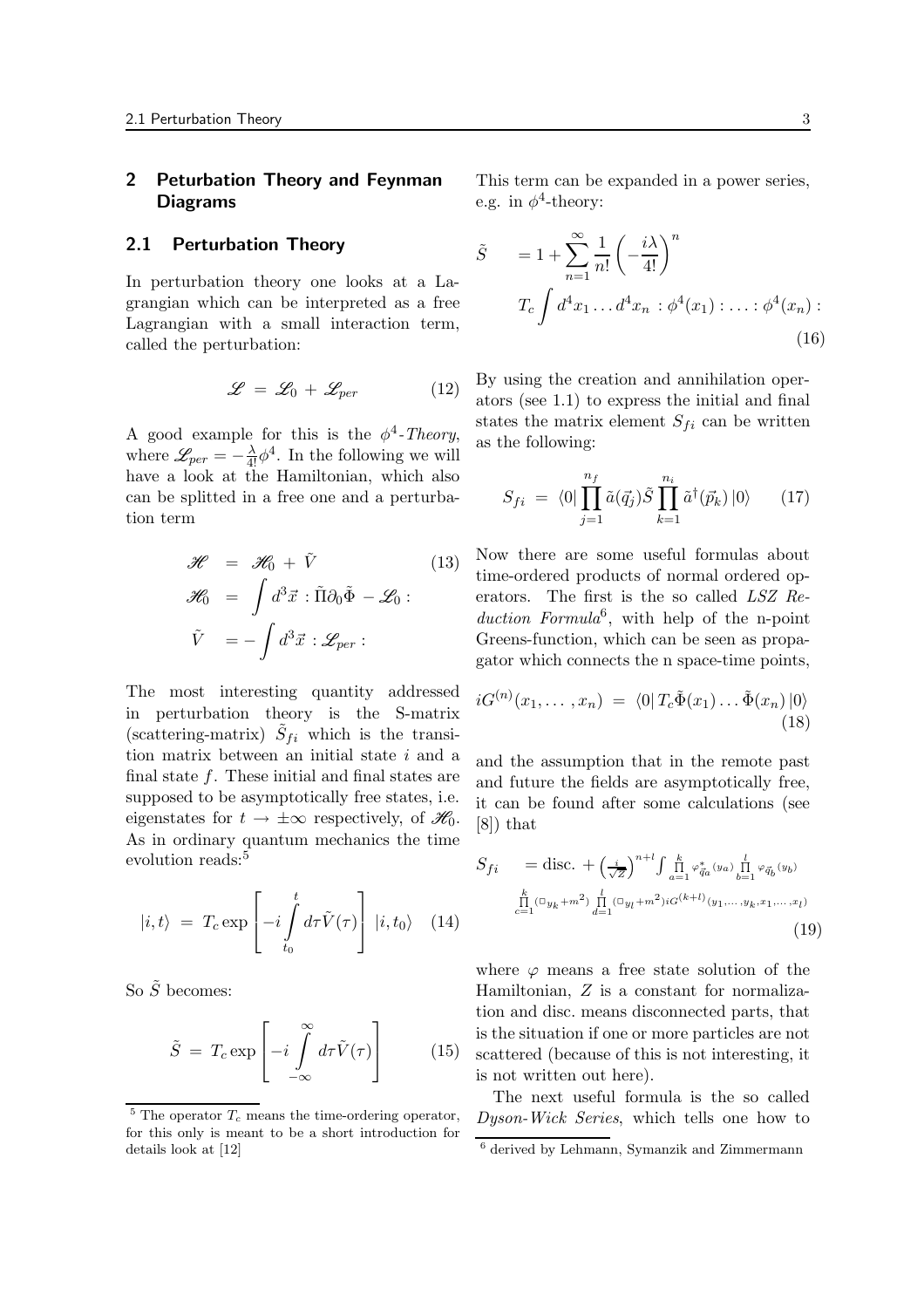## 2 Peturbation Theory and Feynman Diagrams

### 2.1 Perturbation Theory

In perturbation theory one looks at a Lagrangian which can be interpreted as a free Lagrangian with a small interaction term, called the perturbation:

$$\mathscr{L} = \mathscr{L}_0 + \mathscr{L}_{per} \tag{12}$$

A good example for this is the $\phi^4$-*Theory*, where $\mathscr{L}_{per} = -\frac{\lambda}{4!}\phi^4$. In the following we will have a look at the Hamiltonian, which also can be splitted in a free one and a perturbation term

$$\begin{aligned} \mathscr{H} &= \mathscr{H}_0 + \tilde{V} \qquad (13) \\ \mathscr{H}_0 &= \int d^3\vec{x} \, : \tilde{\Pi}\partial_0\tilde{\Phi} - \mathscr{L}_0 : \\ \tilde{V} &= -\int d^3\vec{x} \, : \mathscr{L}_{per} : \end{aligned}$$

The most interesting quantity addressed in perturbation theory is the S-matrix (scattering-matrix) $\tilde{S}_{fi}$ which is the transition matrix between an initial state $i$ and a final state $f$. These initial and final states are supposed to be asymptotically free states, i.e. eigenstates for $t \to \pm\infty$ respectively, of $\mathscr{H}_0$. As in ordinary quantum mechanics the time evolution reads:[5]

$$|i, t\rangle = T_c \exp\left[-i\int\limits_{t_0}^{t} d\tau \tilde{V}(\tau)\right] |i, t_0\rangle \tag{14}$$

So $\tilde{S}$ becomes:

$$\tilde{S} = T_c \exp\left[-i\int\limits_{-\infty}^{\infty} d\tau \tilde{V}(\tau)\right] \tag{15}$$

This term can be expanded in a power series, e.g. in $\phi^4$-theory:

$$\tilde{S} = 1 + \sum_{n=1}^{\infty} \frac{1}{n!}\left(-\frac{i\lambda}{4!}\right)^n T_c \int d^4x_1 \dots d^4x_n \, :\phi^4(x_1): \dots :\phi^4(x_n): \tag{16}$$

By using the creation and annihilation operators (see 1.1) to express the initial and final states the matrix element $S_{fi}$ can be written as the following:

$$S_{fi} = \langle 0| \prod_{j=1}^{n_f} \tilde{a}(\vec{q}_j) \tilde{S} \prod_{k=1}^{n_i} \tilde{a}^\dagger(\vec{p}_k) |0\rangle \tag{17}$$

Now there are some useful formulas about time-ordered products of normal ordered operators. The first is the so called *LSZ Reduction Formula*[6], with help of the n-point Greens-function, which can be seen as propagator which connects the n space-time points,

$$iG^{(n)}(x_1, \dots, x_n) = \langle 0| T_c\tilde{\Phi}(x_1) \dots \tilde{\Phi}(x_n) |0\rangle \tag{18}$$

and the assumption that in the remote past and future the fields are asymptotically free, it can be found after some calculations (see [8]) that

$$S_{fi} = \text{disc.} + \left(\tfrac{i}{\sqrt{Z}}\right)^{n+l} \int \prod_{a=1}^{k} \varphi^*_{\vec{q}_a}(y_a) \prod_{b=1}^{l} \varphi_{\vec{q}_b}(y_b) \prod_{c=1}^{k} (\Box_{y_k} + m^2) \prod_{d=1}^{l} (\Box_{y_l} + m^2) iG^{(k+l)}(y_1, \dots, y_k, x_1, \dots, x_l) \tag{19}$$

where $\varphi$ means a free state solution of the Hamiltonian, $Z$ is a constant for normalization and disc. means disconnected parts, that is the situation if one or more particles are not scattered (because of this is not interesting, it is not written out here).

The next useful formula is the so called *Dyson-Wick Series*, which tells one how to

---

[5] The operator $T_c$ means the time-ordering operator, for this only is meant to be a short introduction for details look at [12]

[6] derived by Lehmann, Symanzik and Zimmermann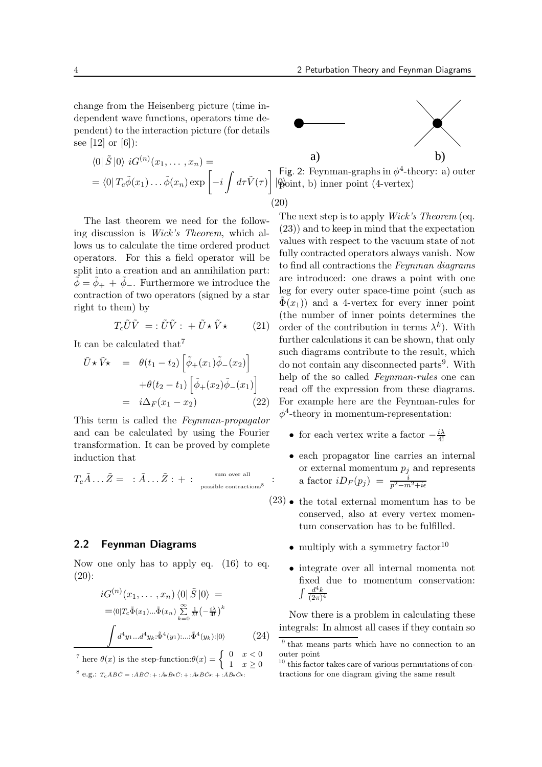change from the Heisenberg picture (time independent wave functions, operators time dependent) to the interaction picture (for details see [12] or [6]):

$$\langle 0|\,\tilde{S}\,|0\rangle\; iG^{(n)}(x_1,\dots,x_n) = \\ = \langle 0|\,T_c\tilde{\phi}(x_1)\dots\tilde{\phi}(x_n)\exp\left[-i\int d\tau \tilde{V}(\tau)\right]|0\rangle \tag{20}$$

The last theorem we need for the following discussion is *Wick's Theorem*, which allows us to calculate the time ordered product operators. For this a field operator will be split into a creation and an annihilation part: $\tilde{\phi} = \tilde{\phi}_+ + \tilde{\phi}_-$. Furthermore we introduce the contraction of two operators (signed by a star right to them) by

$$T_c\tilde{U}\tilde{V} \;=:\tilde{U}\tilde{V}:\; + \tilde{U}\star\tilde{V}\star \tag{21}$$

It can be calculated that[7]

$$\begin{aligned}\tilde{U}\star\tilde{V}\star &= \theta(t_1-t_2)\left[\tilde{\phi}_+(x_1)\tilde{\phi}_-(x_2)\right] \\ &\quad + \theta(t_2-t_1)\left[\tilde{\phi}_+(x_2)\tilde{\phi}_-(x_1)\right] \\ &= i\Delta_F(x_1-x_2)\end{aligned} \tag{22}$$

This term is called the *Feynman-propagator* and can be calculated by using the Fourier transformation. It can be proved by complete induction that

$$T_c\tilde{A}\dots\tilde{Z} = \;:\tilde{A}\dots\tilde{Z}: + :\ \underset{\text{possible contractions}^8}{\text{sum over all}}\ : \tag{23}$$

## 2.2 Feynman Diagrams

Now one only has to apply eq. (16) to eq. (20):

$$iG^{(n)}(x_1,\dots,x_n)\,\langle 0|\,\tilde{S}\,|0\rangle = \\ = \langle 0|T_c\tilde{\Phi}(x_1)\dots\tilde{\Phi}(x_n)\sum_{k=0}^{\infty}\frac{1}{k!}\left(-\frac{i\lambda}{4!}\right)^k \\ \int d^4y_1\dots d^4y_k:\tilde{\Phi}^4(y_1):\dots:\tilde{\Phi}^4(y_k):|0\rangle \tag{24}$$

Fig. 2: Feynman-graphs in $\phi^4$-theory: a) outer point, b) inner point (4-vertex)

The next step is to apply *Wick's Theorem* (eq. (23)) and to keep in mind that the expectation values with respect to the vacuum state of not fully contracted operators always vanish. Now to find all contractions the *Feynman diagrams* are introduced: one draws a point with one leg for every outer space-time point (such as $\tilde{\Phi}(x_1)$) and a 4-vertex for every inner point (the number of inner points determines the order of the contribution in terms $\lambda^k$). With further calculations it can be shown, that only such diagrams contribute to the result, which do not contain any disconnected parts[9]. With help of the so called *Feynman-rules* one can read off the expression from these diagrams. For example here are the Feynman-rules for $\phi^4$-theory in momentum-representation:

- for each vertex write a factor $-\frac{i\lambda}{4!}$
- each propagator line carries an internal or external momentum $p_j$ and represents a factor $iD_F(p_j) = \frac{i}{p^2-m^2+i\epsilon}$
- the total external momentum has to be conserved, also at every vertex momentum conservation has to be fulfilled.
- multiply with a symmetry factor[10]
- integrate over all internal momenta not fixed due to momentum conservation: $\int\frac{d^4k}{(2\pi)^4}$

Now there is a problem in calculating these integrals: In almost all cases if they contain so

[7] here $\theta(x)$ is the step-function: $\theta(x) = \begin{cases} 0 & x<0 \\ 1 & x\geq 0\end{cases}$

[8] e.g.: $T_c\tilde{A}\tilde{B}\tilde{C} = :\tilde{A}\tilde{B}\tilde{C}: + :\tilde{A}\star\tilde{B}\star\tilde{C}: + :\tilde{A}\star\tilde{B}\tilde{C}\star: + :\tilde{A}\tilde{B}\star\tilde{C}\star:$

[9] that means parts which have no connection to an outer point

[10] this factor takes care of various permutations of contractions for one diagram giving the same result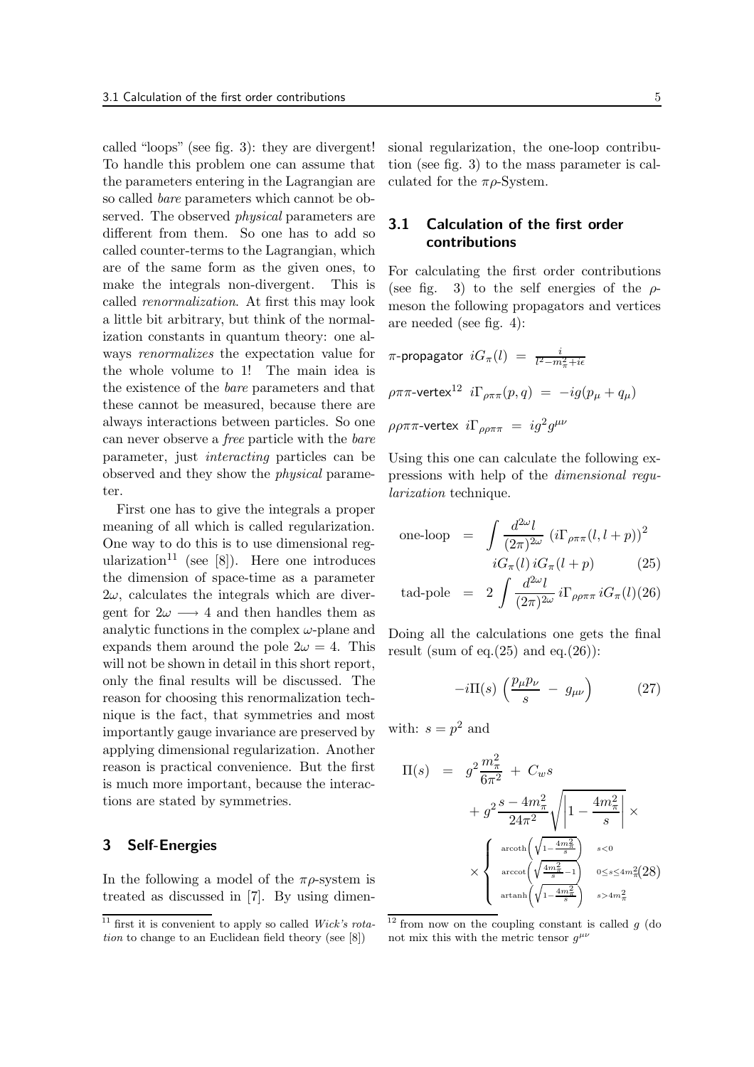called "loops" (see fig. 3): they are divergent! To handle this problem one can assume that the parameters entering in the Lagrangian are so called *bare* parameters which cannot be observed. The observed *physical* parameters are different from them. So one has to add so called counter-terms to the Lagrangian, which are of the same form as the given ones, to make the integrals non-divergent. This is called *renormalization*. At first this may look a little bit arbitrary, but think of the normalization constants in quantum theory: one always *renormalizes* the expectation value for the whole volume to 1! The main idea is the existence of the *bare* parameters and that these cannot be measured, because there are always interactions between particles. So one can never observe a *free* particle with the *bare* parameter, just *interacting* particles can be observed and they show the *physical* parameter.

First one has to give the integrals a proper meaning of all which is called regularization. One way to do this is to use dimensional regularization[11] (see [8]). Here one introduces the dimension of space-time as a parameter $2\omega$, calculates the integrals which are divergent for $2\omega \longrightarrow 4$ and then handles them as analytic functions in the complex $\omega$-plane and expands them around the pole $2\omega = 4$. This will not be shown in detail in this short report, only the final results will be discussed. The reason for choosing this renormalization technique is the fact, that symmetries and most importantly gauge invariance are preserved by applying dimensional regularization. Another reason is practical convenience. But the first is much more important, because the interactions are stated by symmetries.

## 3 Self-Energies

In the following a model of the $\pi\rho$-system is treated as discussed in [7]. By using dimensional regularization, the one-loop contribution (see fig. 3) to the mass parameter is calculated for the $\pi\rho$-System.

### 3.1 Calculation of the first order contributions

For calculating the first order contributions (see fig. 3) to the self energies of the $\rho$-meson the following propagators and vertices are needed (see fig. 4):

$\pi$-propagator $iG_\pi(l) \; = \; \frac{i}{l^2 - m_\pi^2 + i\epsilon}$

$\rho\pi\pi$-vertex[12] $i\Gamma_{\rho\pi\pi}(p, q) \; = \; -ig(p_\mu + q_\mu)$

$\rho\rho\pi\pi$-vertex $i\Gamma_{\rho\rho\pi\pi} \; = \; ig^2 g^{\mu\nu}$

Using this one can calculate the following expressions with help of the *dimensional regularization* technique.

$$\text{one-loop} \;=\; \int \frac{d^{2\omega}l}{(2\pi)^{2\omega}} \left(i\Gamma_{\rho\pi\pi}(l, l+p)\right)^2 iG_\pi(l)\, iG_\pi(l+p) \qquad (25)$$

$$\text{tad-pole} \;=\; 2 \int \frac{d^{2\omega}l}{(2\pi)^{2\omega}}\, i\Gamma_{\rho\rho\pi\pi}\, iG_\pi(l) \qquad (26)$$

Doing all the calculations one gets the final result (sum of eq.(25) and eq.(26)):

$$-i\Pi(s)\left(\frac{p_\mu p_\nu}{s} \;-\; g_{\mu\nu}\right) \qquad (27)$$

with: $s = p^2$ and

$$\Pi(s) \;=\; g^2\frac{m_\pi^2}{6\pi^2} \;+\; C_w s + g^2\frac{s - 4m_\pi^2}{24\pi^2}\sqrt{\left|1 - \frac{4m_\pi^2}{s}\right|} \times \begin{cases} \operatorname{arcoth}\left(\sqrt{1 - \frac{4m_\pi^2}{s}}\right) & s < 0 \\ \operatorname{arccot}\left(\sqrt{\frac{4m_\pi^2}{s} - 1}\right) & 0 \le s \le 4m_\pi^2 \\ \operatorname{artanh}\left(\sqrt{1 - \frac{4m_\pi^2}{s}}\right) & s > 4m_\pi^2 \end{cases} \qquad (28)$$

---

[11] first it is convenient to apply so called *Wick's rotation* to change to an Euclidean field theory (see [8])

[12] from now on the coupling constant is called $g$ (do not mix this with the metric tensor $g^{\mu\nu}$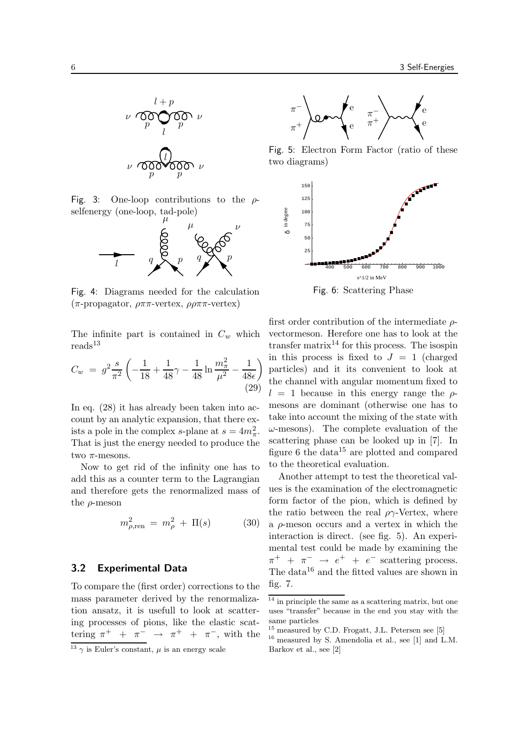Fig. 3: One-loop contributions to the $\rho$-selfenergy (one-loop, tad-pole)

Fig. 4: Diagrams needed for the calculation ($\pi$-propagator, $\rho\pi\pi$-vertex, $\rho\rho\pi\pi$-vertex)

The infinite part is contained in $C_w$ which reads[13]

$$C_w = g^2 \frac{s}{\pi^2} \left( -\frac{1}{18} + \frac{1}{48}\gamma - \frac{1}{48} \ln \frac{m_\pi^2}{\mu^2} - \frac{1}{48\epsilon} \right) \tag{29}$$

In eq. (28) it has already been taken into account by an analytic expansion, that there exists a pole in the complex $s$-plane at $s = 4m_\pi^2$. That is just the energy needed to produce the two $\pi$-mesons.

Now to get rid of the infinity one has to add this as a counter term to the Lagrangian and therefore gets the renormalized mass of the $\rho$-meson

$$m_{\rho,\text{ren}}^2 = m_\rho^2 + \Pi(s) \tag{30}$$

## 3.2 Experimental Data

To compare the (first order) corrections to the mass parameter derived by the renormalization ansatz, it is usefull to look at scattering processes of pions, like the elastic scattering $\pi^+ + \pi^- \rightarrow \pi^+ + \pi^-$, with the first order contribution of the intermediate $\rho$-vectormeson. Herefore one has to look at the transfer matrix[14] for this process. The isospin in this process is fixed to $J = 1$ (charged particles) and it its convenient to look at the channel with angular momentum fixed to $l = 1$ because in this energy range the $\rho$-mesons are dominant (otherwise one has to take into account the mixing of the state with $\omega$-mesons). The complete evaluation of the scattering phase can be looked up in [7]. In figure 6 the data[15] are plotted and compared to the theoretical evaluation.

Fig. 5: Electron Form Factor (ratio of these two diagrams)

Fig. 6: Scattering Phase

Another attempt to test the theoretical values is the examination of the electromagnetic form factor of the pion, which is defined by the ratio between the real $\rho\gamma$-Vertex, where a $\rho$-meson occurs and a vertex in which the interaction is direct. (see fig. 5). An experimental test could be made by examining the $\pi^+ + \pi^- \rightarrow e^+ + e^-$ scattering process. The data[16] and the fitted values are shown in fig. 7.

[13] $\gamma$ is Euler's constant, $\mu$ is an energy scale

[14] in principle the same as a scattering matrix, but one uses "transfer" because in the end you stay with the same particles

[15] measured by C.D. Frogatt, J.L. Petersen see [5]

[16] measured by S. Amendolia et al., see [1] and L.M. Barkov et al., see [2]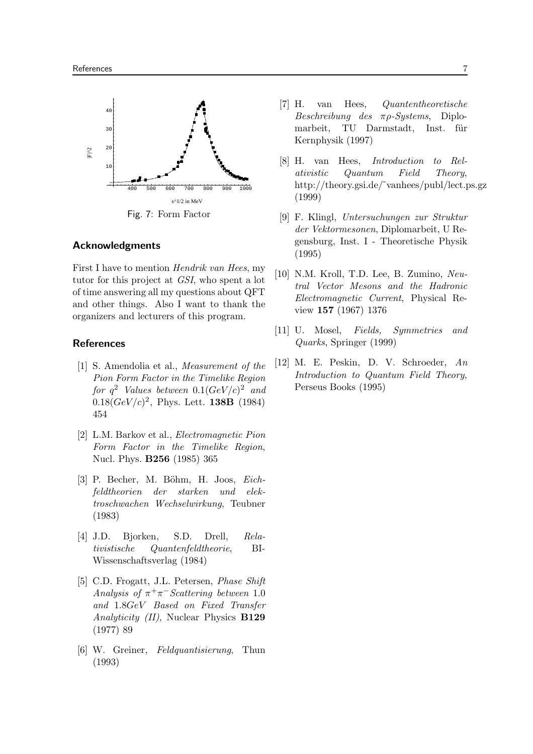|F|^2

40

30

20

10

400 500 600 700 800 900 1000

s^1/2 in MeV

Fig. 7: Form Factor

## Acknowledgments

First I have to mention *Hendrik van Hees*, my tutor for this project at *GSI*, who spent a lot of time answering all my questions about QFT and other things. Also I want to thank the organizers and lecturers of this program.

## References

[1] S. Amendolia et al., *Measurement of the Pion Form Factor in the Timelike Region for $q^2$ Values between $0.1(GeV/c)^2$ and $0.18(GeV/c)^2$*, Phys. Lett. **138B** (1984) 454

[2] L.M. Barkov et al., *Electromagnetic Pion Form Factor in the Timelike Region*, Nucl. Phys. **B256** (1985) 365

[3] P. Becher, M. Böhm, H. Joos, *Eichfeldtheorien der starken und elektroschwachen Wechselwirkung*, Teubner (1983)

[4] J.D. Bjorken, S.D. Drell, *Relativistische Quantenfeldtheorie*, BI-Wissenschaftsverlag (1984)

[5] C.D. Frogatt, J.L. Petersen, *Phase Shift Analysis of $\pi^+\pi^-$ Scattering between 1.0 and 1.8GeV Based on Fixed Transfer Analyticity (II)*, Nuclear Physics **B129** (1977) 89

[6] W. Greiner, *Feldquantisierung*, Thun (1993)

[7] H. van Hees, *Quantentheoretische Beschreibung des $\pi\rho$-Systems*, Diplomarbeit, TU Darmstadt, Inst. für Kernphysik (1997)

[8] H. van Hees, *Introduction to Relativistic Quantum Field Theory*, http://theory.gsi.de/~vanhees/publ/lect.ps.gz (1999)

[9] F. Klingl, *Untersuchungen zur Struktur der Vektormesonen*, Diplomarbeit, U Regensburg, Inst. I - Theoretische Physik (1995)

[10] N.M. Kroll, T.D. Lee, B. Zumino, *Neutral Vector Mesons and the Hadronic Electromagnetic Current*, Physical Review **157** (1967) 1376

[11] U. Mosel, *Fields, Symmetries and Quarks*, Springer (1999)

[12] M. E. Peskin, D. V. Schroeder, *An Introduction to Quantum Field Theory*, Perseus Books (1995)